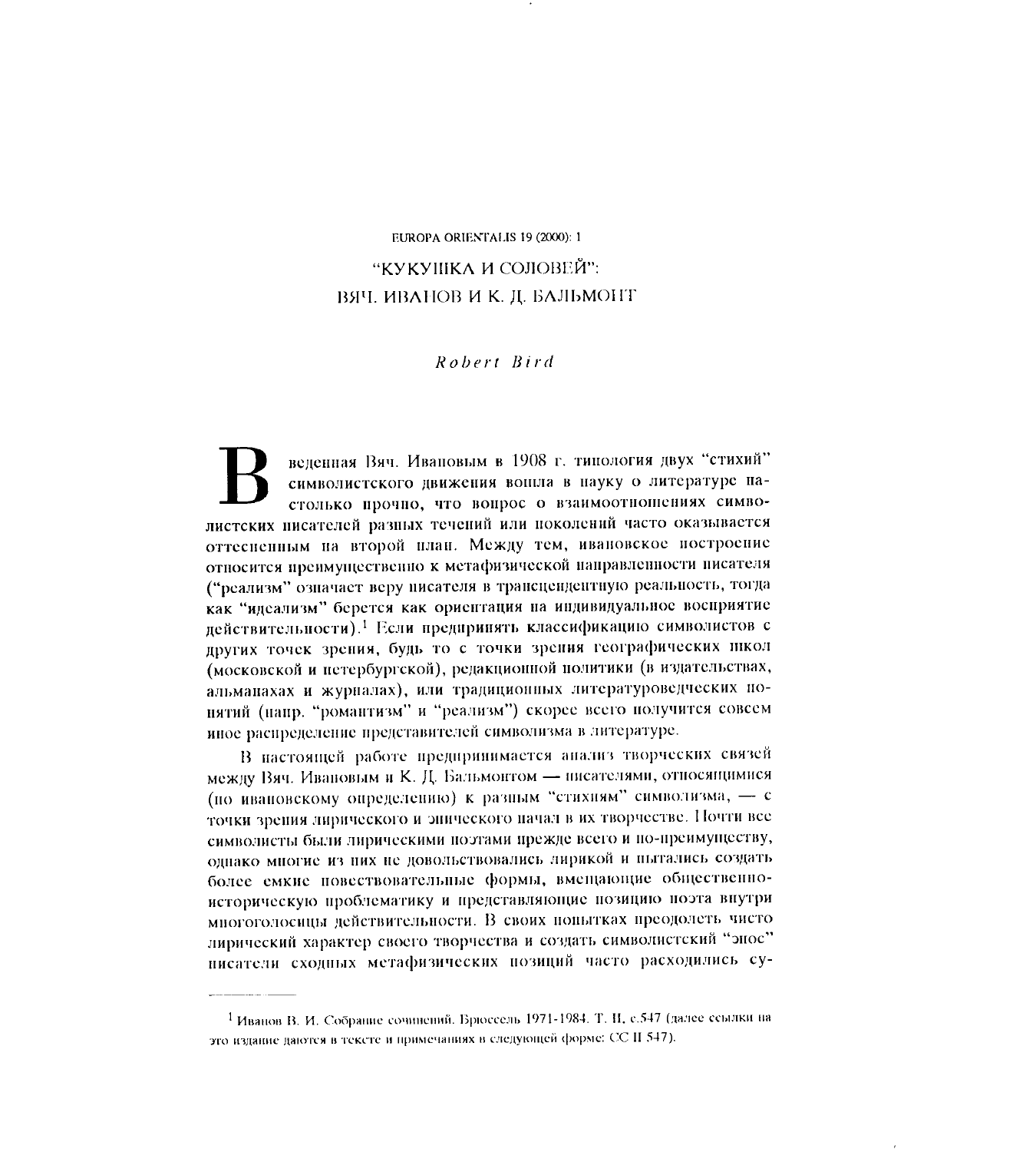# "КУКУШКА И СОЛОВЕЙ": ВЯЧ. ИВАНОВ И К. Д. БАЛЬМОНТ

*Robert Bird*

Введенная Вяч. Ивановым в 1908 г. типология двух "стихий" символистского движения вошла в науку о литературе настолько прочно, что вопрос о взаимоотношениях символистских писателей разных течений или поколений часто оказывается оттесненным на второй план. Между тем, ивановское построение относится преимущественно к метафизической направленности писателя ("реализм" означает веру писателя в трансцендентную реальность, тогда как "идеализм" берется как ориентация на индивидуальное восприятие действительности).[1] Если предпринять классификацию символистов с других точек зрения, будь то с точки зрения географических школ (московской и петербургской), редакционной политики (в издательствах, альманахах и журналах), или традиционных литературоведческих понятий (напр. "романтизм" и "реализм") скорее всего получится совсем иное распределение представителей символизма в литературе.

В настоящей работе предпринимается анализ творческих связей между Вяч. Ивановым и К. Д. Бальмонтом — писателями, относящимися (по ивановскому определению) к разным "стихиям" символизма, — с точки зрения лирического и эпического начал в их творчестве. Почти все символисты были лирическими поэтами прежде всего и по-преимуществу, однако многие из них не довольствовались лирикой и пытались создать более емкие повествовательные формы, вмещающие общественно-историческую проблематику и представляющие позицию поэта внутри многоголосицы действительности. В своих попытках преодолеть чисто лирический характер своего творчества и создать символистский "эпос" писатели сходных метафизических позиций часто расходились су-

---

[1] Иванов В. И. Собрание сочинений. Брюссель 1971-1984. Т. II, с.547 (далее ссылки на это издание даются в тексте и примечаниях в следующей форме: СС II 547).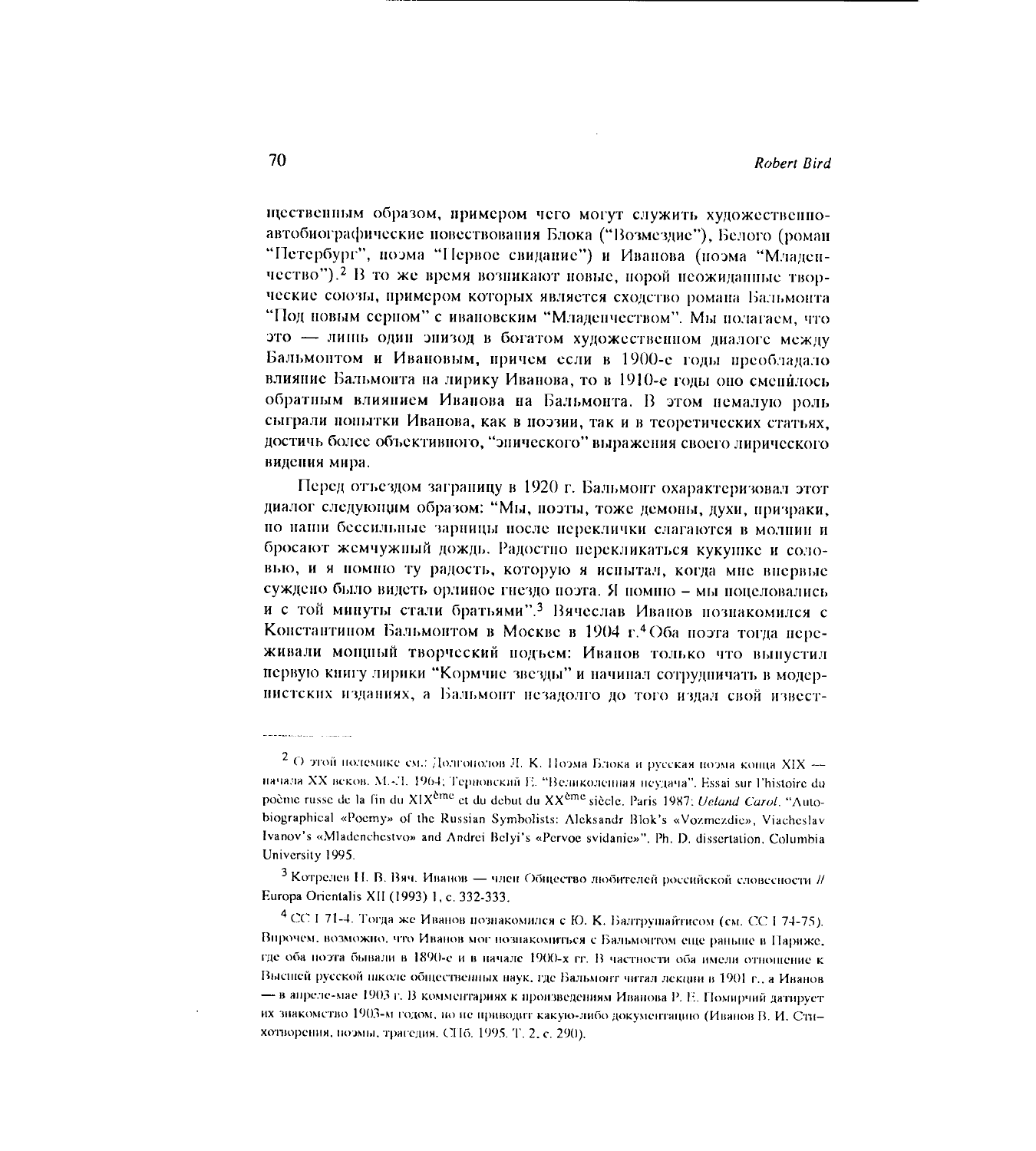щественным образом, примером чего могут служить художественно-автобиографические повествования Блока ("Возмездие"), Белого (роман "Петербург", поэма "Первое свидание") и Иванова (поэма "Младенчество").[2] В то же время возникают новые, порой неожиданные творческие союзы, примером которых является сходство романа Бальмонта "Под новым серпом" с ивановским "Младенчеством". Мы полагаем, что это — лишь один эпизод в богатом художественном диалоге между Бальмонтом и Ивановым, причем если в 1900-е годы преобладало влияние Бальмонта на лирику Иванова, то в 1910-е годы оно сменилось обратным влиянием Иванова на Бальмонта. В этом немалую роль сыграли попытки Иванова, как в поэзии, так и в теоретических статьях, достичь более объективного, "эпического" выражения своего лирического видения мира.

Перед отъездом заграницу в 1920 г. Бальмонт охарактеризовал этот диалог следующим образом: "Мы, поэты, тоже демоны, духи, призраки, но наши бессильные зарницы после переклички слагаются в молнии и бросают жемчужный дождь. Радостно перекликаться кукушке и соловью, и я помню ту радость, которую я испытал, когда мне впервые суждено было видеть орлиное гнездо поэта. Я помню – мы поцеловались и с той минуты стали братьями".[3] Вячеслав Иванов познакомился с Константином Бальмонтом в Москве в 1904 г.[4] Оба поэта тогда переживали мощный творческий подъем: Иванов только что выпустил первую книгу лирики "Кормчие звезды" и начинал сотрудничать в модернистских изданиях, а Бальмонт незадолго до того издал свой извест-

---

[2] О этой полемике см.: Долгополов Л. К. Поэма Блока и русская поэма конца XIX — начала XX веков. М.-Л. 1964; Терновский Е. "Великолепная неудача". Essai sur l'histoire du poème russe de la fin du XIX$^{ème}$ et du debut du XX$^{ème}$ siècle. Paris 1987; *Ueland Carol*. "Autobiographical «Poemy» of the Russian Symbolists: Aleksandr Blok's «Vozmezdie», Viacheslav Ivanov's «Mladenchestvo» and Andrei Belyi's «Pervoe svidanie»". Ph. D. dissertation. Columbia University 1995.

[3] Котрелев Н. В. Вяч. Иванов — член Общество любителей российской словесности // Europa Orientalis XII (1993) 1, с. 332-333.

[4] СС I 71-4. Тогда же Иванов познакомился с Ю. К. Балтрушайтисом (см. СС I 74-75). Впрочем, возможно, что Иванов мог познакомиться с Бальмонтом еще раньше в Париже, где оба поэта бывали в 1890-е и в начале 1900-х гг. В частности оба имели отношение к Высшей русской школе общественных наук, где Бальмонт читал лекции в 1901 г., а Иванов — в апреле-мае 1903 г. В комментариях к произведениям Иванова Р. Е. Помирчий датирует их знакомство 1903-м годом, но не приводит какую-либо документацию (Иванов В. И. Стихотворения, поэмы, трагедия. СПб. 1995. Т. 2, с. 290).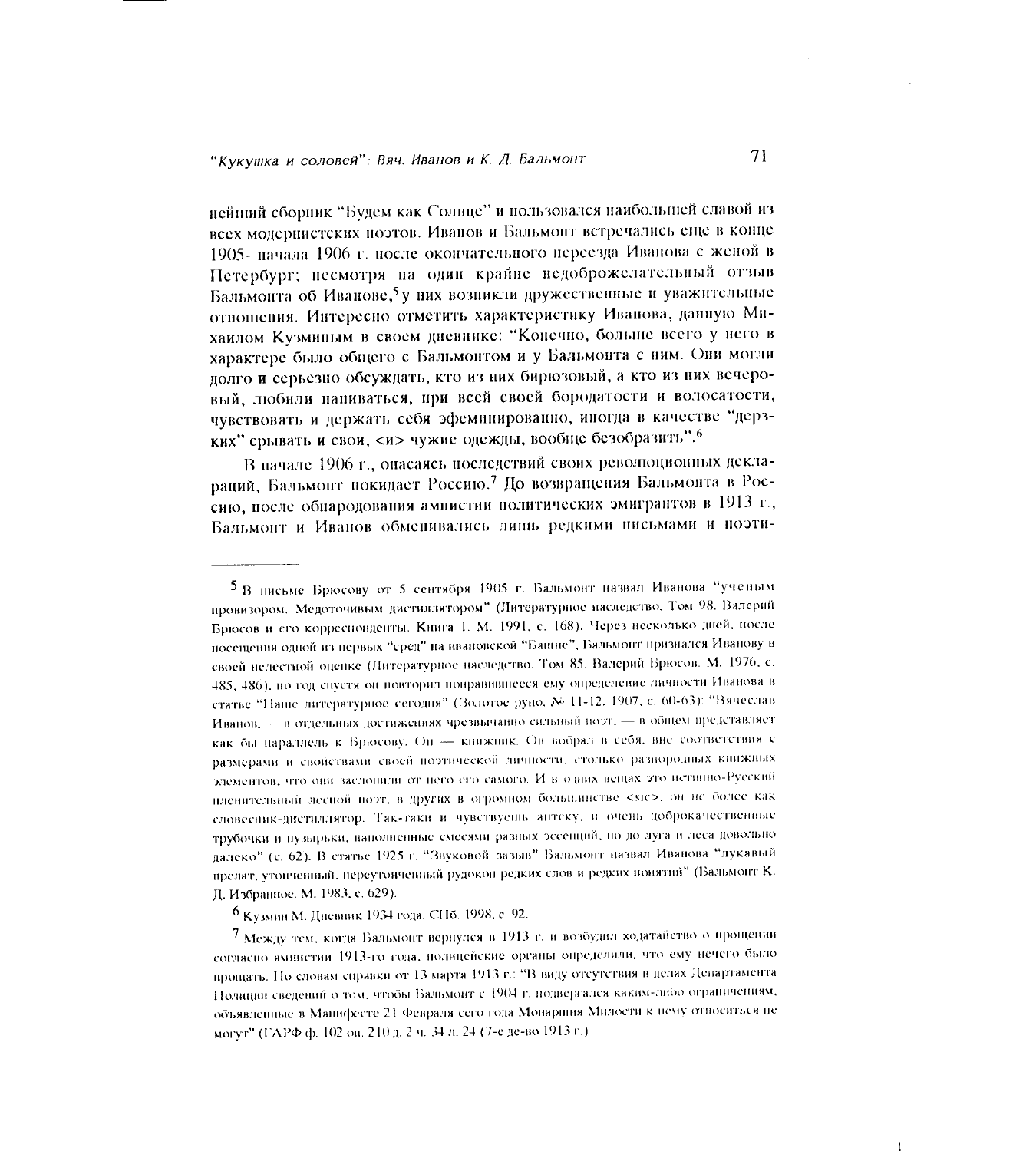нейший сборник "Будем как Солнце" и пользовался наибольшей славой из всех модернистских поэтов. Иванов и Бальмонт встречались еще в конце 1905- начала 1906 г. после окончательного переезда Иванова с женой в Петербург; несмотря на один крайне недоброжелательный отзыв Бальмонта об Иванове,[5] у них возникли дружественные и уважительные отношения. Интересно отметить характеристику Иванова, данную Михаилом Кузминым в своем дневнике: "Конечно, больше всего у него в характере было общего с Бальмонтом и у Бальмонта с ним. Они могли долго и серьезно обсуждать, кто из них бирюзовый, а кто из них вечеровый, любили напиваться, при всей своей бородатости и волосатости, чувствовать и держать себя эфеминированно, иногда в качестве "дерзких" срывать и свои, <и> чужие одежды, вообще безобразить".[6]

В начале 1906 г., опасаясь последствий своих революционных деклараций, Бальмонт покидает Россию.[7] До возвращения Бальмонта в Россию, после обнародования амнистии политических эмигрантов в 1913 г., Бальмонт и Иванов обменивались лишь редкими письмами и поэти-

---

[5] В письме Брюсову от 5 сентября 1905 г. Бальмонт назвал Иванова "ученым провизором. Медоточивым дистиллятором" (Литературное наследство. Том 98. Валерий Брюсов и его корреспонденты. Книга 1. М. 1991, с. 168). Через несколько дней, после посещения одной из первых "сред" на ивановской "Башне", Бальмонт признался Иванову в своей нелестной оценке (Литературное наследство. Том 85. Валерий Брюсов. М. 1976, с. 485, 486), но год спустя он повторил понравившееся ему определение личности Иванова в статье "Наше литературное сегодня" (Золотое руно. № 11-12. 1907, с. 60-63): "Вячеслав Иванов, — в отдельных достижениях чрезвычайно сильный поэт, — в общем представляет как бы параллель к Брюсову. Он — книжник. Он вобрал в себя, вне соответствия с размерами и свойствами своей поэтической личности, столько разнородных книжных элементов, что они заслонили от него его самого. И в одних вещах это истинно-Русский пленительный лесной поэт, в других в огромном большинстве <sic>, он не более как словесник-дистиллятор. Так-таки и чувствуешь аптеку, и очень доброкачественные трубочки и пузырьки, наполненные смесями разных эссенций, но до луга и леса довольно далеко" (с. 62). В статье 1925 г. "Звуковой зазыв" Бальмонт назвал Иванова "лукавый прелат, утонченный, переутонченный рудокоп редких слов и редких понятий" (Бальмонт К. Д. Избранное. М. 1983, с. 629).

[6] Кузмин М. Дневник 1934 года. СПб. 1998, с. 92.

[7] Между тем, когда Бальмонт вернулся в 1913 г. и возбудил ходатайство о прощении согласно амнистии 1913-го года, полицейские органы определили, что ему нечего было прощать. По словам справки от 13 марта 1913 г.: "В виду отсутствия в делах Департамента Полиции сведений о том, чтобы Бальмонт с 1904 г. подвергался каким-либо ограничениям, объявленные в Манифесте 21 Февраля сего года Монаршия Милости к нему относиться не могут" (ГАРФ ф. 102 оп. 210 д. 2 ч. 34 л. 24 (7-е де-во 1913 г.).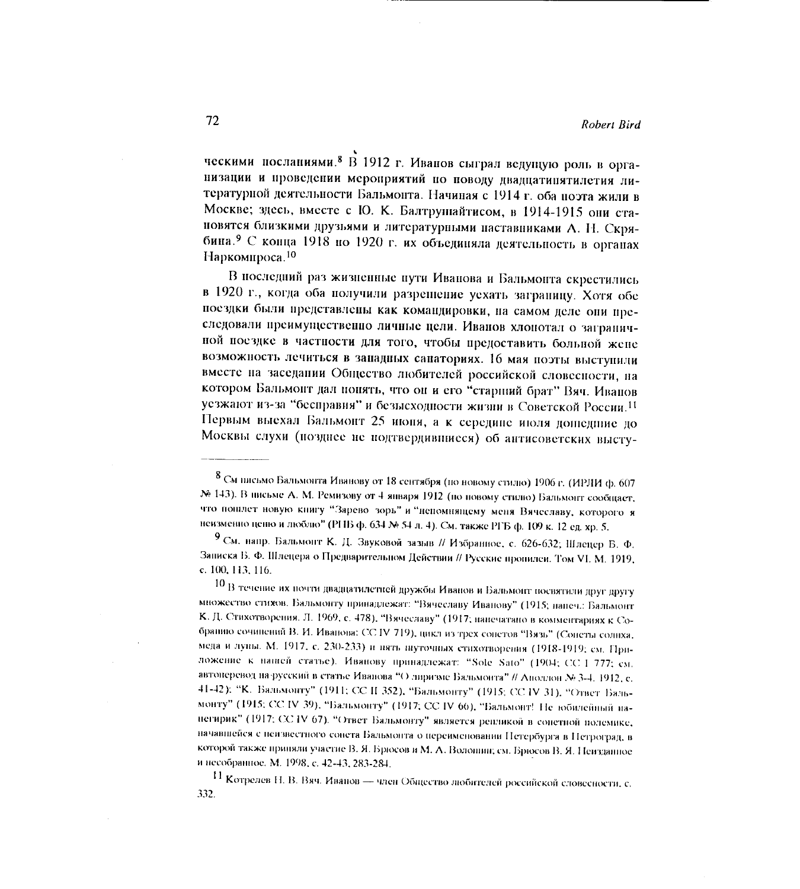ческими посланиями.[8] В 1912 г. Иванов сыграл ведущую роль в организации и проведении мероприятий по поводу двадцатипятилетия литературной деятельности Бальмонта. Начиная с 1914 г. оба поэта жили в Москве; здесь, вместе с Ю. К. Балтрушайтисом, в 1914-1915 они становятся близкими друзьями и литературными наставниками А. Н. Скрябина.[9] С конца 1918 по 1920 г. их объединяла деятельность в органах Наркомпроса.[10]

В последний раз жизненные пути Иванова и Бальмонта скрестились в 1920 г., когда оба получили разрешение уехать заграницу. Хотя обе поездки были представлены как командировки, на самом деле они преследовали преимущественно личные цели. Иванов хлопотал о заграничной поездке в частности для того, чтобы предоставить больной жене возможность лечиться в западных санаториях. 16 мая поэты выступили вместе на заседании Общество любителей российской словесности, на котором Бальмонт дал понять, что он и его "старший брат" Вяч. Иванов уезжают из-за "бесправия" и безысходности жизни в Советской России.[11] Первым выехал Бальмонт 25 июня, а к середине июля дошедшие до Москвы слухи (позднее не подтвердившиеся) об антисоветских высту-

---

[8] См письмо Бальмонта Иванову от 18 сентября (по новому стилю) 1906 г. (ИРЛИ ф. 607 № 143). В письме А. М. Ремизову от 4 января 1912 (по новому стилю) Бальмонт сообщает, что пошлет новую книгу "Зарево зорь" и "непомнящему меня Вячеславу, которого я неизменно ценю и люблю" (РНБ ф. 634 № 54 л. 4). См. также РГБ ф. 109 к. 12 ед. хр. 5.

[9] См. напр. Бальмонт К. Д. Звуковой зазыв // Избранное, с. 626-632; Шлецер Б. Ф. Записка Б. Ф. Шлецера о Предварительном Действии // Русские пропилеи. Том VI. М. 1919, с. 100, 113, 116.

[10] В течение их почти двадцатилетней дружбы Иванов и Бальмонт посвятили друг другу множество стихов. Бальмонту принадлежат: "Вячеславу Иванову" (1915; напеч.: Бальмонт К. Д. Стихотворения. Л. 1969, с. 478), "Вячеславу" (1917; напечатано в комментариях к Собранию сочинений В. И. Иванова: СС IV 719), цикл из трех сонетов "Вязь" (Сонеты солнца, меда и луны. М. 1917, с. 230-233) и пять шуточных стихотворения (1918-1919; см. Приложение к нашей статье). Иванову принадлежат: "Sole Sato" (1904; СС I 777; см. автоперевод на-русский в статье Иванова "О лиризме Бальмонта" // Аполлон № 3-4. 1912, с. 41-42); "К. Бальмонту" (1911; СС II 352), "Бальмонту" (1915; СС IV 31), "Ответ Бальмонту" (1915; СС IV 39), "Бальмонту" (1917; СС IV 66), "Бальмонт! Не юбилейный панегирик" (1917; СС IV 67). "Ответ Бальмонту" является репликой в сонетной полемике, начавшейся с неизвестного сонета Бальмонта о переименовании Петербурга в Петроград, в которой также приняли участие В. Я. Брюсов и М. А. Волошин; см. Брюсов В. Я. Неизданное и несобранное. М. 1998, с. 42-43, 283-284.

[11] Котрелев Н. В. Вяч. Иванов — член Общество любителей российской словесности, с. 332.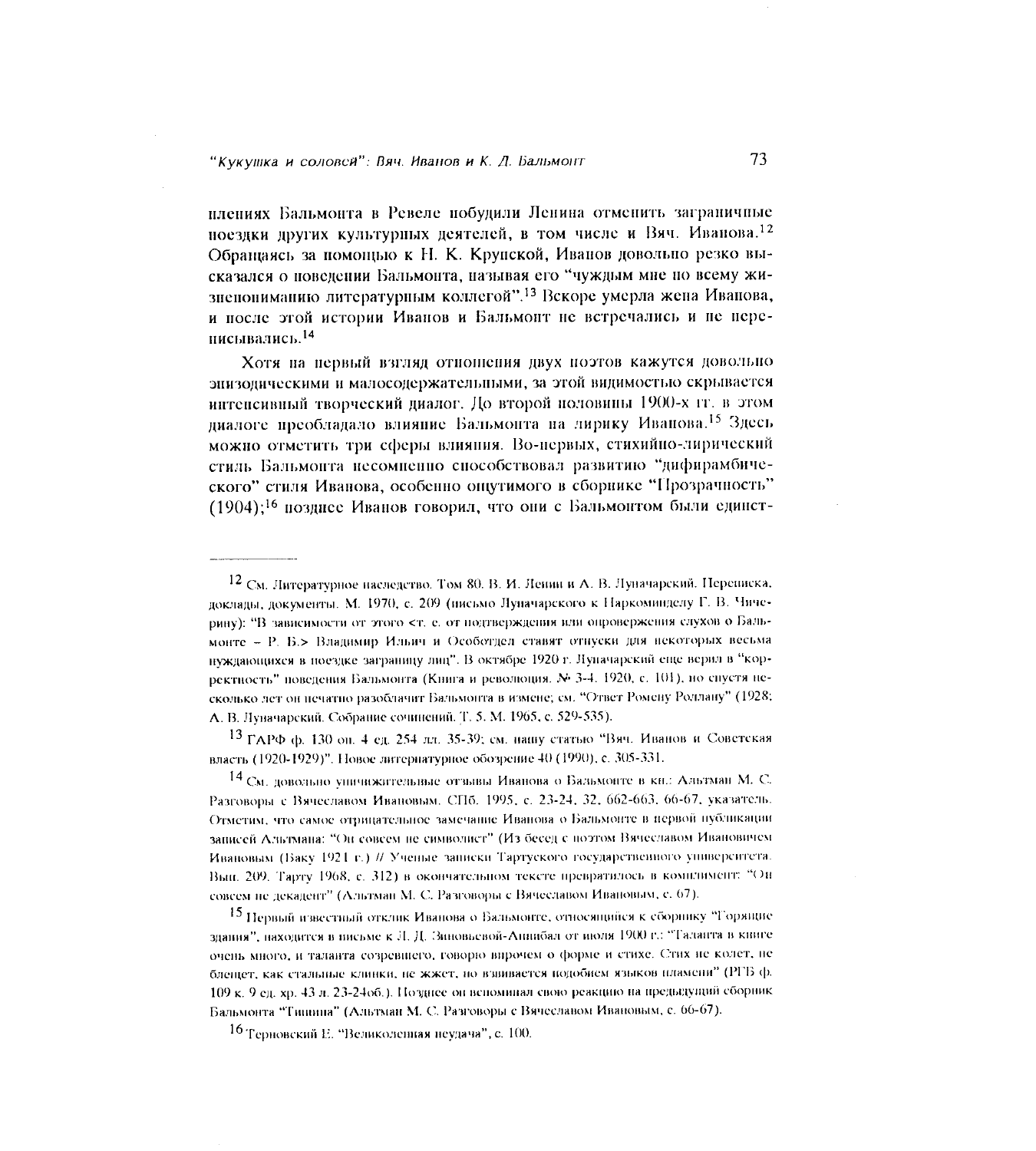плениях Бальмонта в Ревеле побудили Ленина отменить заграничные поездки других культурных деятелей, в том числе и Вяч. Иванова.[12] Обращаясь за помощью к Н. К. Крупской, Иванов довольно резко высказался о поведении Бальмонта, называя его "чуждым мне по всему жизнепониманию литературным коллегой".[13] Вскоре умерла жена Иванова, и после этой истории Иванов и Бальмонт не встречались и не переписывались.[14]

Хотя на первый взгляд отношения двух поэтов кажутся довольно эпизодическими и малосодержательными, за этой видимостью скрывается интенсивный творческий диалог. До второй половины 1900-х гг. в этом диалоге преобладало влияние Бальмонта на лирику Иванова.[15] Здесь можно отметить три сферы влияния. Во-первых, стихийно-лирический стиль Бальмонта несомненно способствовал развитию "дифирамбического" стиля Иванова, особенно ощутимого в сборнике "Прозрачность" (1904);[16] позднее Иванов говорил, что они с Бальмонтом были единст-

---

[12] См. Литературное наследство. Том 80. В. И. Ленин и А. В. Луначарский. Переписка, доклады, документы. М. 1970, с. 209 (письмо Луначарского к Наркоминделу Г. В. Чичерину): "В зависимости от этого <т. е. от подтверждения или опровержения слухов о Бальмонте – Р. Б.> Владимир Ильич и Особотдел ставят отпуски для некоторых весьма нуждающихся в поездке заграницу лиц". В октябре 1920 г. Луначарский еще верил в "корректность" поведения Бальмонта (Книга и революция. № 3-4. 1920, с. 101), но спустя несколько лет он печатно разоблачит Бальмонта в измене; см. "Ответ Ромену Роллану" (1928; А. В. Луначарский. Собрание сочинений. Т. 5. М. 1965, с. 529-535).

[13] ГАРФ ф. 130 оп. 4 ед. 254 лл. 35-39; см. нашу статью "Вяч. Иванов и Советская власть (1920-1929)". Новое литературное обозрение 40 (1990), с. 305-331.

[14] См. довольно уничижительные отзывы Иванова о Бальмонте в кн.: Альтман М. С. Разговоры с Вячеславом Ивановым. СПб. 1995, с. 23-24, 32, 662-663, 66-67, указатель. Отметим, что самое отрицательное замечание Иванова о Бальмонте в первой публикации записей Альтмана: "Он совсем не символист" (Из бесед с поэтом Вячеславом Ивановичем Ивановым (Баку 1921 г.) // Ученые записки Тартуского государственного университета. Вып. 209. Тарту 1968, с. 312) в окончательном тексте превратилось в комплимент: "Он совсем не декадент" (Альтман М. С. Разговоры с Вячеславом Ивановым, с. 67).

[15] Первый известный отклик Иванова о Бальмонте, относящийся к сборнику "Горящие здания", находится в письме к Л. Д. Зиновьевой-Аннибал от июля 1900 г.: "Таланта в книге очень много, и таланта созревшего, говорю впрочем о форме и стихе. Стих не колет, не блещет, как стальные клинки, не жжет, но взвивается подобием языков пламени" (РГБ ф. 109 к. 9 ед. хр. 43 л. 23-24об.). Позднее он вспоминал свою реакцию на предыдущий сборник Бальмонта "Тишина" (Альтман М. С. Разговоры с Вячеславом Ивановым, с. 66-67).

[16] Терновский Е. "Великолепная неудача", с. 100.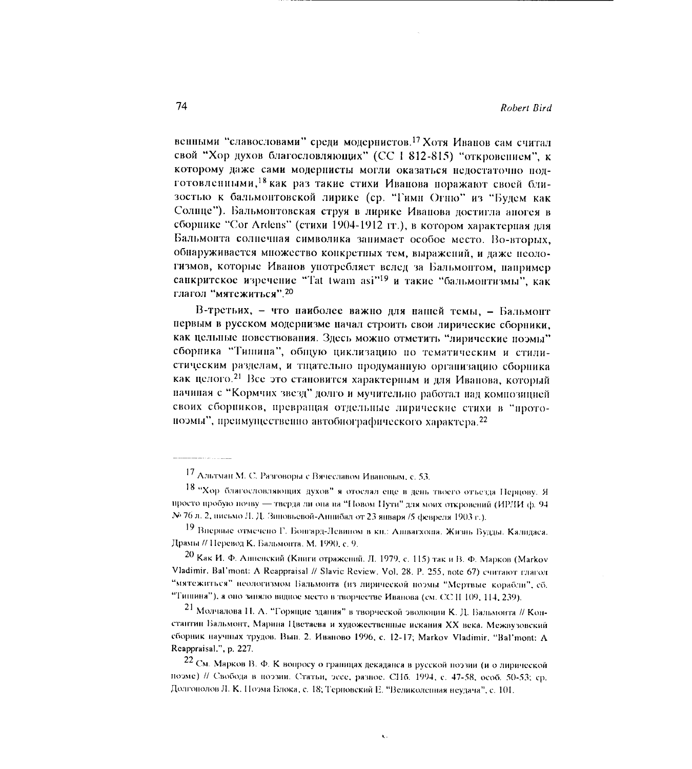венными "славословами" среди модернистов.[17] Хотя Иванов сам считал свой "Хор духов благословляющих" (СС I 812-815) "откровением", к которому даже сами модернисты могли оказаться недостаточно подготовленными,[18] как раз такие стихи Иванова поражают своей близостью к бальмонтовской лирике (ср. "Гимн Огню" из "Будем как Солнце"). Бальмонтовская струя в лирике Иванова достигла апогея в сборнике "Cor Ardens" (стихи 1904-1912 гг.), в котором характерная для Бальмонта солнечная символика занимает особое место. Во-вторых, обнаруживается множество конкретных тем, выражений, и даже неологизмов, которые Иванов употребляет вслед за Бальмонтом, например санкритское изречение "Tat twam asi"[19] и такие "бальмонтизмы", как глагол "мятежиться".[20]

В-третьих, – что наиболее важно для нашей темы, – Бальмонт первым в русском модернизме начал строить свои лирические сборники, как цельные повествования. Здесь можно отметить "лирические поэмы" сборника "Тишина", общую циклизацию по тематическим и стилистическим разделам, и тщательно продуманную организацию сборника как целого.[21] Все это становится характерным и для Иванова, который начиная с "Кормчих звезд" долго и мучительно работал над композицией своих сборников, превращая отдельные лирические стихи в "протопоэмы", преимущественно автобиографического характера.[22]

---

[17] Альтман М. С. Разговоры с Вячеславом Ивановым, с. 53.

[18] "Хор благословляющих духов" я отослал еще в день твоего отъезда Перцову. Я просто пробую почву — тверда ли она на "Новом Пути" для моих откровений (ИРЛИ ф. 94 № 76 л. 2, письмо Л. Д. Зиновьевой-Аннибал от 23 января /5 февраля 1903 г.).

[19] Впервые отмечено Г. Бонгард-Левиным в кн.: Ашвагхоша. Жизнь Будды. Калидаса. Драмы // Перевод К. Бальмонта. М. 1990, с. 9.

[20] Как И. Ф. Анненский (Книги отражений. Л. 1979, с. 115) так и В. Ф. Марков (Markov Vladimir. Bal'mont: A Reappraisal // Slavic Review. Vol. 28. P. 255, note 67) считают глагол "мятежиться" неологизмом Бальмонта (из лирической поэмы "Мертвые корабли", сб. "Тишина"), а оно заняло видное место в творчестве Иванова (см. СС II 109, 114, 239).

[21] Молчалова Н. А. "Горящие здания" в творческой эволюции К. Д. Бальмонта // Константин Бальмонт, Марина Цветаева и художественные искания XX века. Межвузовский сборник научных трудов. Вып. 2. Иваново 1996, с. 12-17; Markov Vladimir. "Bal'mont: A Reappraisal.", p. 227.

[22] См. Марков В. Ф. К вопросу о границах декаданса в русской поэзии (и о лирической поэме) // Свобода в поэзии. Статьи, эссе, разное. СПб. 1994, с. 47-58, особ. 50-53; ср. Долгополов Л. К. Поэма Блока, с. 18; Терновский Е. "Великолепная неудача", с. 101.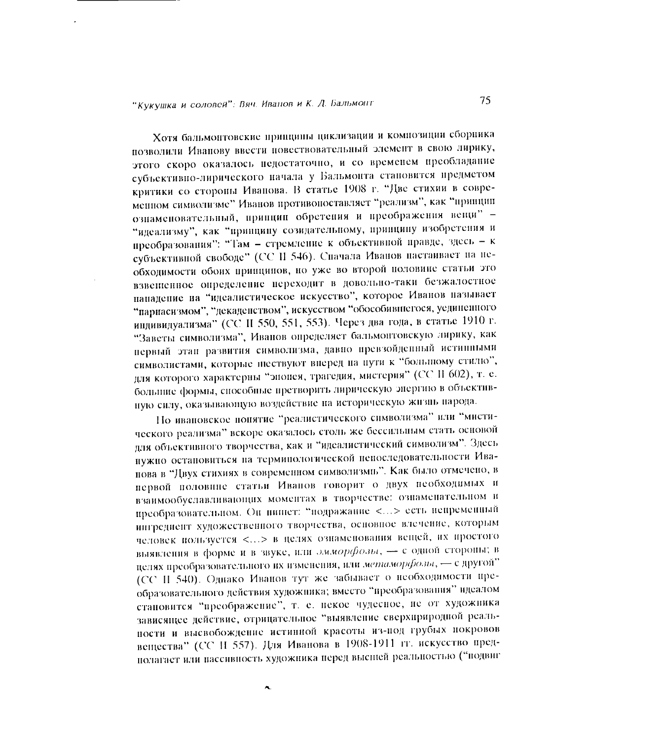Хотя бальмонтовские принципы циклизации и композиции сборника позволили Иванову ввести повествовательный элемент в свою лирику, этого скоро оказалось недостаточно, и со временем преобладание субъективно-лирического начала у Бальмонта становится предметом критики со стороны Иванова. В статье 1908 г. "Две стихии в современном символизме" Иванов противопоставляет "реализм", как "принцип ознаменовательный, принцип обретения и преображения вещи" – "идеализму", как "принципу созидательному, принципу изобретения и преобразования": "Там – стремление к объективной правде, здесь – к субъективной свободе" (СС II 546). Сначала Иванов настаивает на необходимости обоих принципов, но уже во второй половине статьи это взвешенное определение переходит в довольно-таки безжалостное нападение на "идеалистическое искусство", которое Иванов называет "парнасизмом", "декадентством", искусством "обособившегося, уединенного индивидуализма" (СС II 550, 551, 553). Через два года, в статье 1910 г. "Заветы символизма", Иванов определяет бальмонтовскую лирику, как первый этап развития символизма, давно превзойденный истинными символистами, которые шествуют вперед на пути к "большому стилю", для которого характерны "эпопея, трагедия, мистерия" (СС II 602), т. е. большие формы, способные претворить лирическую энергию в объективную силу, оказывающую воздействие на историческую жизнь народа.

Но ивановское понятие "реалистического символизма" или "мистического реализма" вскоре оказалось столь же бессильным стать основой для объективного творчества, как и "идеалистический символизм". Здесь нужно остановиться на терминологической непоследовательности Иванова в "Двух стихиях в современном символизмь". Как было отмечено, в первой половине статьи Иванов говорит о двух необходимых и взаимообуславливающих моментах в творчестве: ознаменательном и преобразовательном. Он пишет: "подражание <...> есть непременный ингредиент художественного творчества, основное влечение, которым человек пользуется <...> в целях ознаменования вещей, их простого выявления в форме и в звуке, или *эмморфозы*, — с одной стороны; в целях преобразовательного их изменения, или *метаморфозы*, — с другой" (СС II 540). Однако Иванов тут же забывает о необходимости преобразовательного действия художника; вместо "преобразования" идеалом становится "преображение", т. е. некое чудесное, не от художника зависящее действие, отрицательное "выявление сверхприродной реальности и высвобождение истинной красоты из-под грубых покровов вещества" (СС II 557). Для Иванова в 1908-1911 гг. искусство предполагает или пассивность художника перед высшей реальностью ("подвиг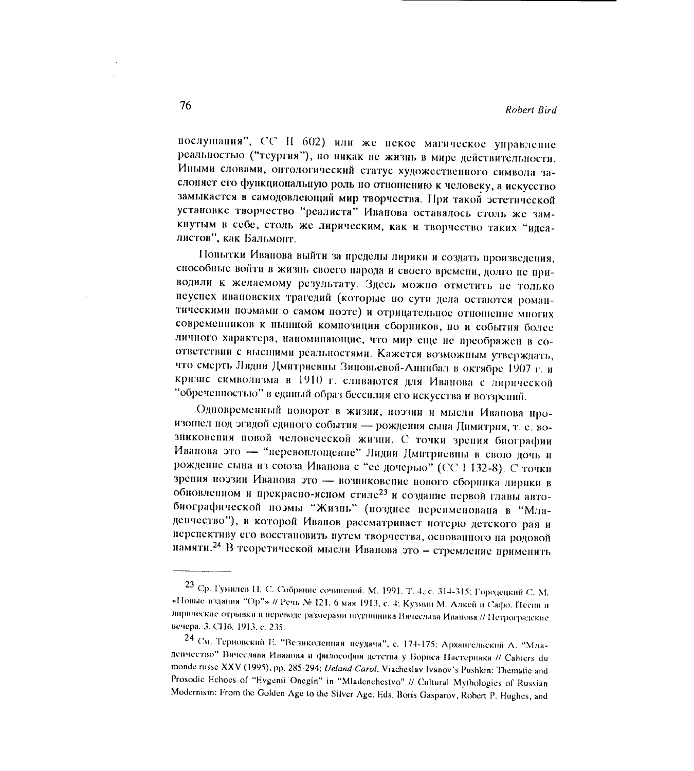послушания", СС II 602) или же некое магическое управление реальностью ("теургия"), но никак не жизнь в мире действительности. Иными словами, онтологический статус художественного символа заслоняет его функциональную роль по отношению к человеку, а искусство замыкается в самодовлеющий мир творчества. При такой эстетической установке творчество "реалиста" Иванова оставалось столь же замкнутым в себе, столь же лирическим, как и творчество таких "идеалистов", как Бальмонт.

Попытки Иванова выйти за пределы лирики и создать произведения, способные войти в жизнь своего народа и своего времени, долго не приводили к желаемому результату. Здесь можно отметить не только неуспех ивановских трагедий (которые по сути дела остаются романтическими поэмами о самом поэте) и отрицательное отношение многих современников к пышной композиции сборников, но и события более личного характера, напоминающие, что мир еще не преображен в соответствии с высшими реальностями. Кажется возможным утверждать, что смерть Лидии Дмитриевны Зиновьевой-Аннибал в октябре 1907 г. и кризис символизма в 1910 г. сливаются для Иванова с лирической "обреченностью" в единый образ бессилия его искусства и воззрений.

Одновременный поворот в жизни, поэзии и мысли Иванова произошел под эгидой единого события — рождения сына Димитрия, т. е. возникновения новой человеческой жизни. С точки зрения биографии Иванова это — "перевоплощение" Лидии Дмитриевны в свою дочь и рождение сына из союза Иванова с "ее дочерью" (СС I 132-8). С точки зрения поэзии Иванова это — возникновение нового сборника лирики в обновленном и прекрасно-ясном стиле[23] и создание первой главы автобиографической поэмы "Жизнь" (позднее переименована в "Младенчество"), в которой Иванов рассматривает потерю детского рая и перспективу его восстановить путем творчества, основанного на родовой памяти.[24] В теоретической мысли Иванова это – стремление применить

---

[23] Ср. Гумилев Н. С. Собрание сочинений. М. 1991. Т. 4, с. 314-315; Городецкий С. М. «Новые издания "Ор"» // Речь № 121. 6 мая 1913, с. 4; Кузмин М. Алкей и Сафо. Песни и лирические отрывки в переводе размерами подлинника Вячеслава Иванова // Петроградские вечера. 3. СПб. 1913, с. 235.

[24] См. Терновский Е. "Великолепная неудача", с. 174-175; Архангельский А. "Младенчество" Вячеслава Иванова и философия детства у Бориса Пастернака // Cahiers du monde russe XXV (1995), pp. 285-294; *Ueland Carol.* Viacheslav Ivanov's Pushkin: Thematic and Prosodic Echoes of "Evgenii Onegin" in "Mladenchestvo" // Cultural Mythologies of Russian Modernism: From the Golden Age to the Silver Age. Eds. Boris Gasparov, Robert P. Hughes, and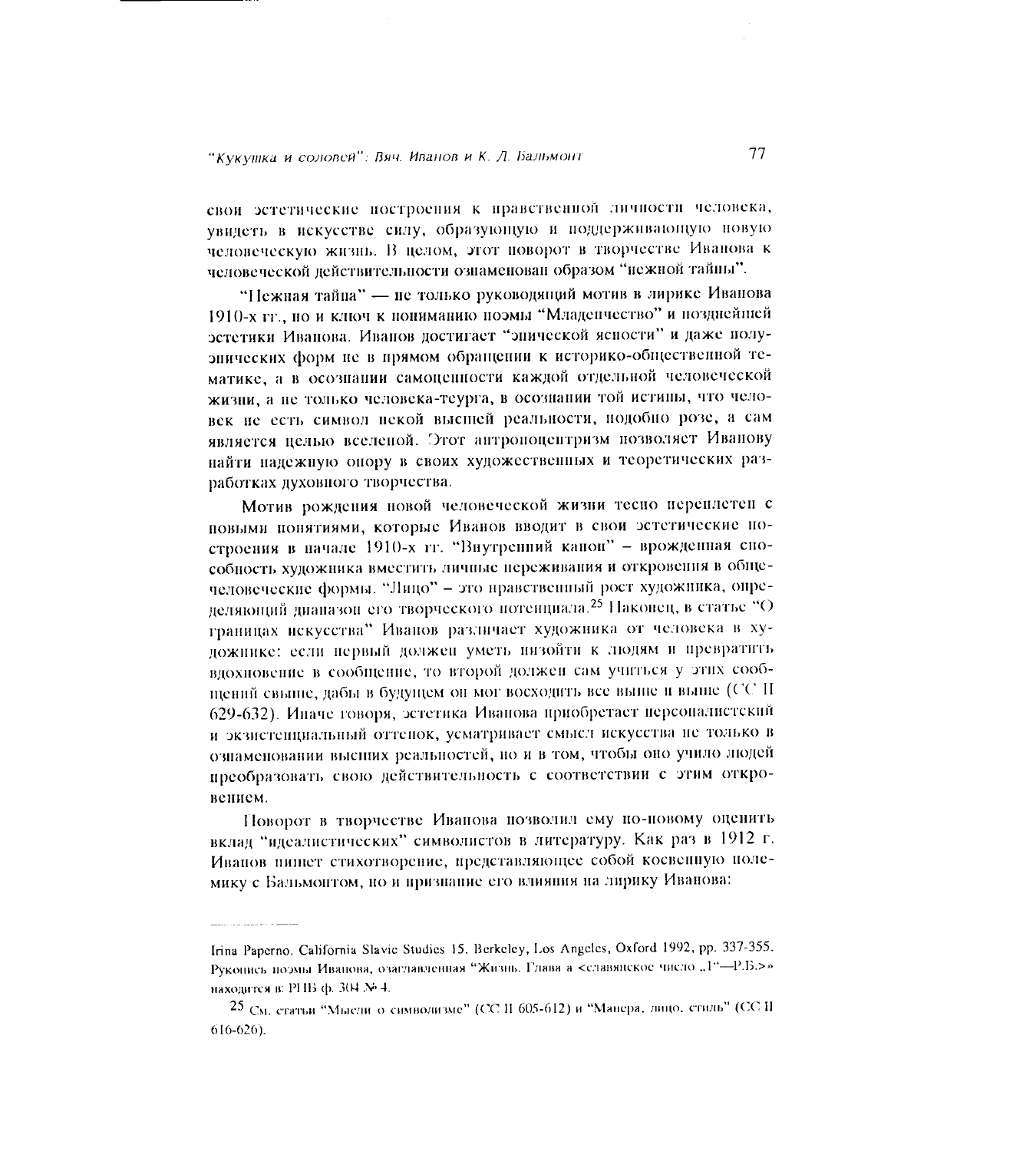свои эстетические построения к нравственной личности человека, увидеть в искусстве силу, образующую и поддерживающую новую человеческую жизнь. В целом, этот поворот в творчестве Иванова к человеческой действительности ознаменован образом "нежной тайны".

"Нежная тайна" — не только руководящий мотив в лирике Иванова 1910-х гг., но и ключ к пониманию поэмы "Младенчество" и позднейшей эстетики Иванова. Иванов достигает "эпической ясности" и даже полуэпических форм не в прямом обращении к историко-общественной тематике, а в осознании самоценности каждой отдельной человеческой жизни, а не только человека-теурга, в осознании той истины, что человек не есть символ некой высшей реальности, подобно розе, а сам является целью вселеной. Этот антропоцентризм позволяет Иванову найти надежную опору в своих художественных и теоретических разработках духовного творчества.

Мотив рождения новой человеческой жизни тесно переплетен с новыми понятиями, которые Иванов вводит в свои эстетические построения в начале 1910-х гг. "Внутренний канон" – врожденная способность художника вместить личные переживания и откровения в общечеловеческие формы. "Лицо" – это нравственный рост художника, определяющий диапазон его творческого потенциала.[25] Наконец, в статье "О границах искусства" Иванов различает художника от человека в художнике: если первый должен уметь низойти к людям и превратить вдохновение в сообщение, то второй должен сам учиться у этих сообщений свыше, дабы в будущем он мог восходить все выше и выше (СС II 629-632). Иначе говоря, эстетика Иванова приобретает персоналистский и экзистенциальный оттенок, усматривает смысл искусства не только в ознаменовании высших реальностей, но и в том, чтобы оно учило людей преобразовать свою действительность с соответствии с этим откровением.

Поворот в творчестве Иванова позволил ему по-новому оценить вклад "идеалистических" символистов в литературу. Как раз в 1912 г. Иванов пишет стихотворение, представляющее собой косвенную полемику с Бальмонтом, но и признание его влияния на лирику Иванова:

---

Irina Paperno. California Slavic Studies 15. Berkeley, Los Angeles, Oxford 1992, pp. 337-355. Рукопись поэмы Иванова, озаглавленная "Жизнь. Глава а <славянское число „1"—Р.Б.>» находится в: РНБ ф. 304 № 4.

[25] См. статьи "Мысли о символизме" (СС II 605-612) и "Манера, лицо, стиль" (СС II 616-626).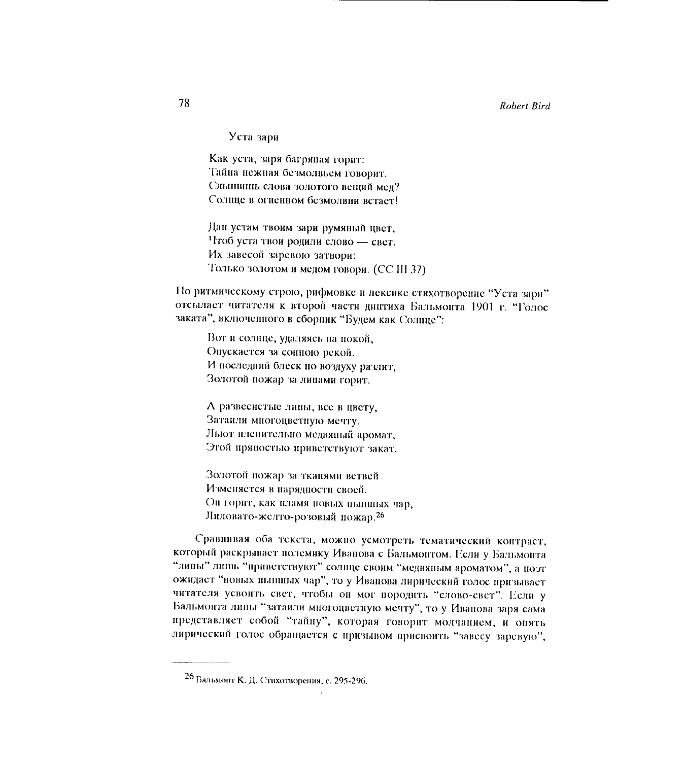Уста зари

Как уста, заря багряная горит:
Тайна нежная безмолвьем говорит.
Слышишь слова золотого вещий мед?
Солнце в огненном безмолвии встает!

Дан устам твоим зари румяный цвет,
Чтоб уста твои родили слово — свет.
Их завесой заревою затвори:
Только золотом и медом говори. (СС III 37)

По ритмическому строю, рифмовке и лексике стихотворение "Уста зари" отсылает читателя к второй части диптиха Бальмонта 1901 г. "Голос заката", включенного в сборник "Будем как Солнце":

Вот и солнце, удаляясь на покой,
Опускается за сонною рекой.
И последний блеск по воздуху разлит,
Золотой пожар за липами горит.

А развесистые липы, все в цвету,
Затаили многоцветную мечту.
Льют пленительно медвяный аромат,
Этой пряностью приветствуют закат.

Золотой пожар за тканями ветвей
Изменяется в нарядности своей.
Он горит, как пламя новых пышных чар,
Лиловато-желто-розовый пожар.[26]

Сравнивая оба текста, можно усмотреть тематический контраст, который раскрывает полемику Иванова с Бальмонтом. Если у Бальмонта "липы" лишь "приветствуют" солнце своим "медвяным ароматом", а поэт ожидает "новых пышных чар", то у Иванова лирический голос призывает читателя усвоить свет, чтобы он мог породить "слово-свет". Если у Бальмонта липы "затаили многоцветную мечту", то у Иванова заря сама представляет собой "тайну", которая говорит молчанием, и опять лирический голос обращается с призывом присвоить "завесу заревую",

---

[26] Бальмонт К. Д. Стихотворения, с. 295-296.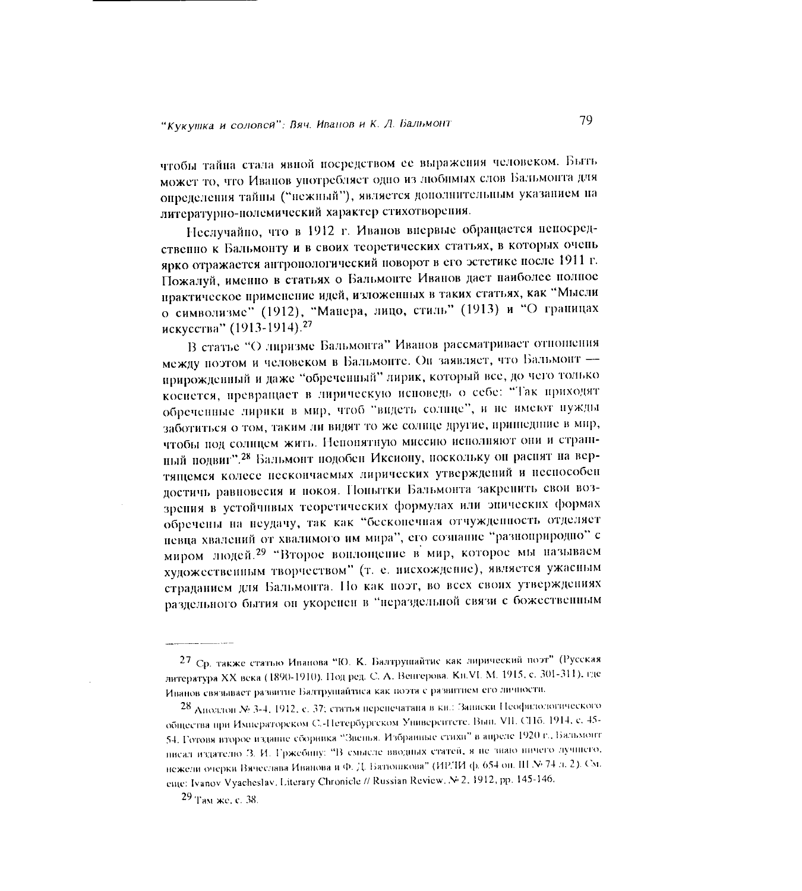чтобы тайна стала явной посредством ее выражения человеком. Быть может то, что Иванов употребляет одно из любимых слов Бальмонта для определения тайны ("нежный"), является дополнительным указанием на литературно-полемический характер стихотворения.

Неслучайно, что в 1912 г. Иванов впервые обращается непосредственно к Бальмонту и в своих теоретических статьях, в которых очень ярко отражается антропологический поворот в его эстетике после 1911 г. Пожалуй, именно в статьях о Бальмонте Иванов дает наиболее полное практическое применение идей, изложенных в таких статьях, как "Мысли о символизме" (1912), "Манера, лицо, стиль" (1913) и "О границах искусства" (1913-1914).[27]

В статье "О лиризме Бальмонта" Иванов рассматривает отношения между поэтом и человеком в Бальмонте. Он заявляет, что Бальмонт — прирожденный и даже "обреченный" лирик, который все, до чего только коснется, превращает в лирическую исповедь о себе: "Так приходят обреченные лирики в мир, чтоб "видеть солнце", и не имеют нужды заботиться о том, таким ли видят то же солнце другие, пришедшие в мир, чтобы под солнцем жить. Непонятную миссию исполняют они и странный подвиг".[28] Бальмонт подобен Иксиону, поскольку он распят на вертящемся колесе нескончаемых лирических утверждений и неспособен достичь равновесия и покоя. Попытки Бальмонта закрепить свои воззрения в устойчивых теоретических формулах или эпических формах обречены на неудачу, так как "бесконечная отчужденность отделяет певца хвалений от хвалимого им мира", его сознание "разноприродно" с миром людей.[29] "Второе воплощение в мир, которое мы называем художественным творчеством" (т. е. нисхождение), является ужасным страданием для Бальмонта. Но как поэт, во всех своих утверждениях раздельного бытия он укоренен в "нераздельной связи с божественным

---

[27] Ср. также статью Иванова "Ю. К. Балтрушайтис как лирический поэт" (Русская литература XX века (1890-1910). Под ред. С. А. Венгерова. Кн.VI. М. 1915, с. 301-311), где Иванов связывает развитие Балтрушайтиса как поэта с развитием его личности.

[28] Аполлон № 3-4, 1912, с. 37; статья перепечатана в кн.: Записки Неофилологического общества при Императорском С.-Петербургском Университете. Вып. VII. СПб. 1914, с. 45-54. Готовя второе издание сборника "Звенья. Избранные стихи" в апреле 1920 г., Бальмонт писал издателю З. И. Гржебину: "В смысле вводных статей, я не знаю ничего лучшего, нежели очерки Вячеслава Иванова и Ф. Д. Батюшкова" (ИРЛИ ф. 654 оп. III № 74 л. 2). См. еще: Ivanov Vyacheslav. Literary Chronicle // Russian Review. № 2. 1912, pp. 145-146.

[29] Там же, с. 38.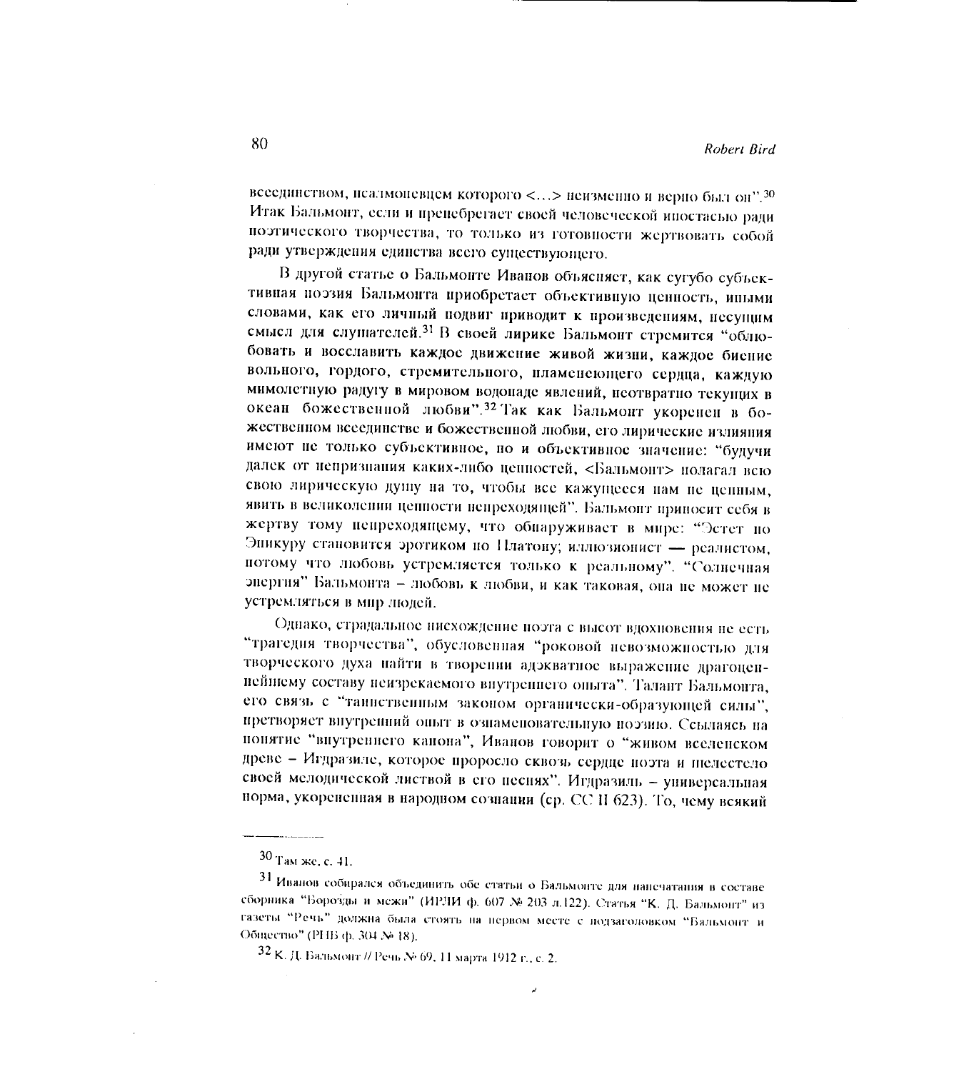всеединством, псалмопевцем которого <...> неизменно и верно был он".[30] Итак Бальмонт, если и пренебрегает своей человеческой ипостасью ради поэтического творчества, то только из готовности жертвовать собой ради утверждения единства всего существующего.

В другой статье о Бальмонте Иванов объясняет, как сугубо субъективная поэзия Бальмонта приобретает объективную ценность, иными словами, как его личный подвиг приводит к произведениям, несущим смысл для слушателей.[31] В своей лирике Бальмонт стремится "облюбовать и восславить каждое движение живой жизни, каждое биение вольного, гордого, стремительного, пламенеющего сердца, каждую мимолетную радугу в мировом водопаде явлений, неотвратно текущих в океан божественной любви".[32] Так как Бальмонт укоренен в божественном всеединстве и божественной любви, его лирические излияния имеют не только субъективное, но и объективное значение: "будучи далек от непризнания каких-либо ценностей, <Бальмонт> полагал всю свою лирическую душу на то, чтобы все кажущееся нам не ценным, явить в великолепии ценности непреходящей". Бальмонт приносит себя в жертву тому непреходящему, что обнаруживает в мире: "Эстет по Эпикуру становится эротиком по Платону; иллюзионист — реалистом, потому что любовь устремляется только к реальному". "Солнечная энергия" Бальмонта – любовь к любви, и как таковая, она не может не устремляться в мир людей.

Однако, страдальное нисхождение поэта с высот вдохновения не есть "трагедия творчества", обусловенная "роковой невозможностью для творческого духа найти в творении адэкватное выражение драгоценнейшему составу неизрекаемого внутреннего опыта". Талант Бальмонта, его связь с "таинственным законом органически-образующей силы", претворяет внутренний опыт в ознаменовательную поэзию. Ссылаясь на понятие "внутреннего канона", Иванов говорит о "живом вселенском древе – Игдразиле, которое проросло сквозь сердце поэта и шелестело своей мелодической листвой в его песнях". Игдразиль – универсальная норма, укорененная в народном сознании (ср. СС II 623). То, чему всякий

---

[30] Там же, с. 41.

[31] Иванов собирался объединить обе статьи о Бальмонте для напечатания в составе сборника "Борозды и межи" (ИРЛИ ф. 607 № 203 л.122). Статья "К. Д. Бальмонт" из газеты "Речь" должна была стоять на первом месте с подзаголовком "Бальмонт и Общество" (РНБ ф. 304 № 18).

[32] К. Д. Бальмонт // Речь № 69, 11 марта 1912 г., с. 2.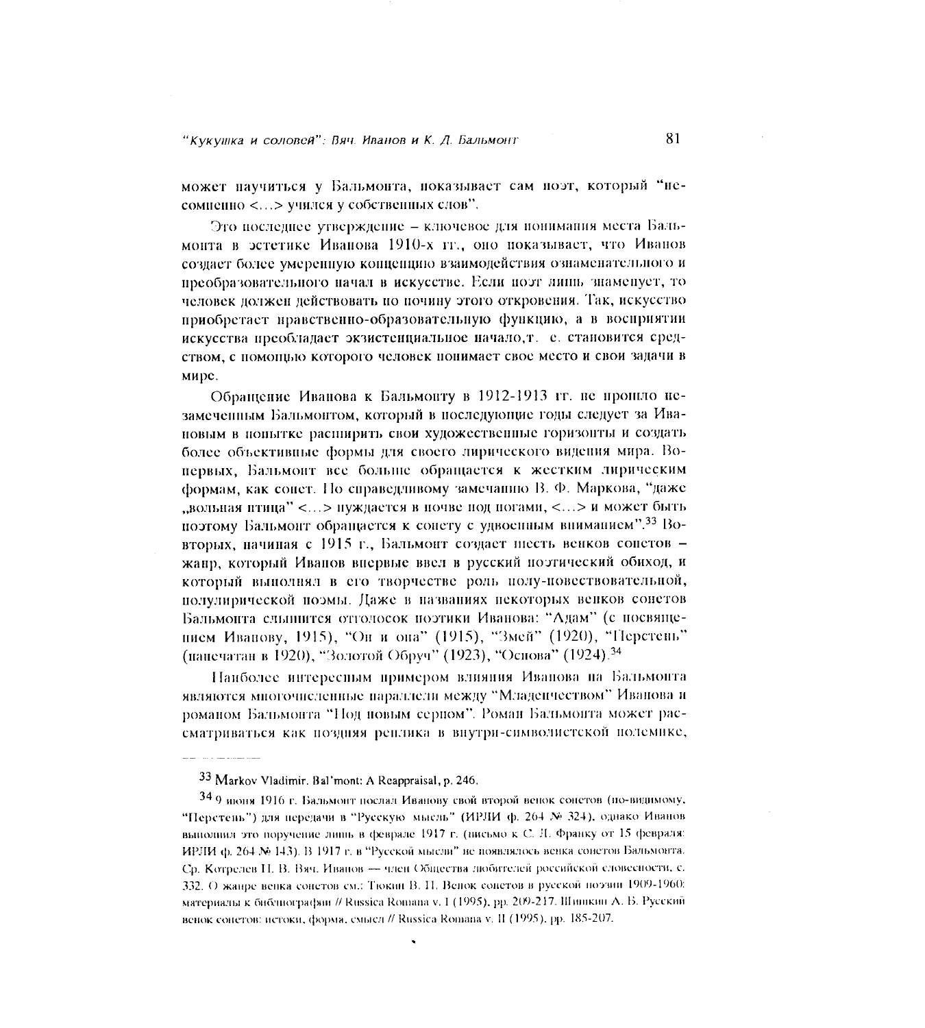может научиться у Бальмонта, показывает сам поэт, который "несомненно <...> учился у собственных слов".

Это последнее утверждение – ключевое для понимания места Бальмонта в эстетике Иванова 1910-х гг., оно показывает, что Иванов создает более умеренную концепцию взаимодействия ознаменательного и преобразовательного начал в искусстве. Если поэт лишь знаменует, то человек должен действовать по почину этого откровения. Так, искусство приобретает нравственно-образовательную функцию, а в восприятии искусства преобладает экзистенциальное начало,т. е. становится средством, с помощью которого человек понимает свое место и свои задачи в мире.

Обращение Иванова к Бальмонту в 1912-1913 гг. не прошло незамеченным Бальмонтом, который в последующие годы следует за Ивановым в попытке расширить свои художественные горизонты и создать более объективные формы для своего лирического видения мира. Во-первых, Бальмонт все больше обращается к жестким лирическим формам, как сонет. По справедливому замечанию В. Ф. Маркова, "даже „вольная птица" <...> нуждается в почве под ногами, <...> и может быть поэтому Бальмонт обращается к сонету с удвоенным вниманием".[33] Во-вторых, начиная с 1915 г., Бальмонт создает шесть венков сонетов – жанр, который Иванов впервые ввел в русский поэтический обиход, и который выполнял в его творчестве роль полу-повествовательной, полулирической поэмы. Даже в названиях некоторых венков сонетов Бальмонта слышится отголосок поэтики Иванова: "Адам" (с посвящением Иванову, 1915), "Он и она" (1915), "Змей" (1920), "Перстень" (напечатан в 1920), "Золотой Обруч" (1923), "Основа" (1924).[34]

Наиболее интересным примером влияния Иванова на Бальмонта являются многочисленные параллели между "Младенчеством" Иванова и романом Бальмонта "Под новым серпом". Роман Бальмонта может рассматриваться как поздняя реплика в внутри-символистской полемике,

---

[33] Markov Vladimir. Bal'mont: A Reappraisal, p. 246.

[34] 9 июня 1916 г. Бальмонт послал Иванову свой второй венок сонетов (по-видимому, "Перстень") для передачи в "Русскую мысль" (ИРЛИ ф. 264 № 324), однако Иванов выполнил это поручение лишь в феврале 1917 г. (письмо к С. Л. Франку от 15 февраля: ИРЛИ ф. 264 № 143). В 1917 г. в "Русской мысли" не появлялось венка сонетов Бальмонта. Ср. Котрелев Н. В. Вяч. Иванов — член Общества любителей российской словесности, с. 332. О жанре венка сонетов см.: Тюкин В. Н. Венок сонетов в русской поэзии 1909-1960: материалы к библиографии // Russica Romana v. I (1995), pp. 209-217. Шишкин А. Б. Русский венок сонетов: истоки, форма, смысл // Russica Romana v. II (1995), pp. 185-207.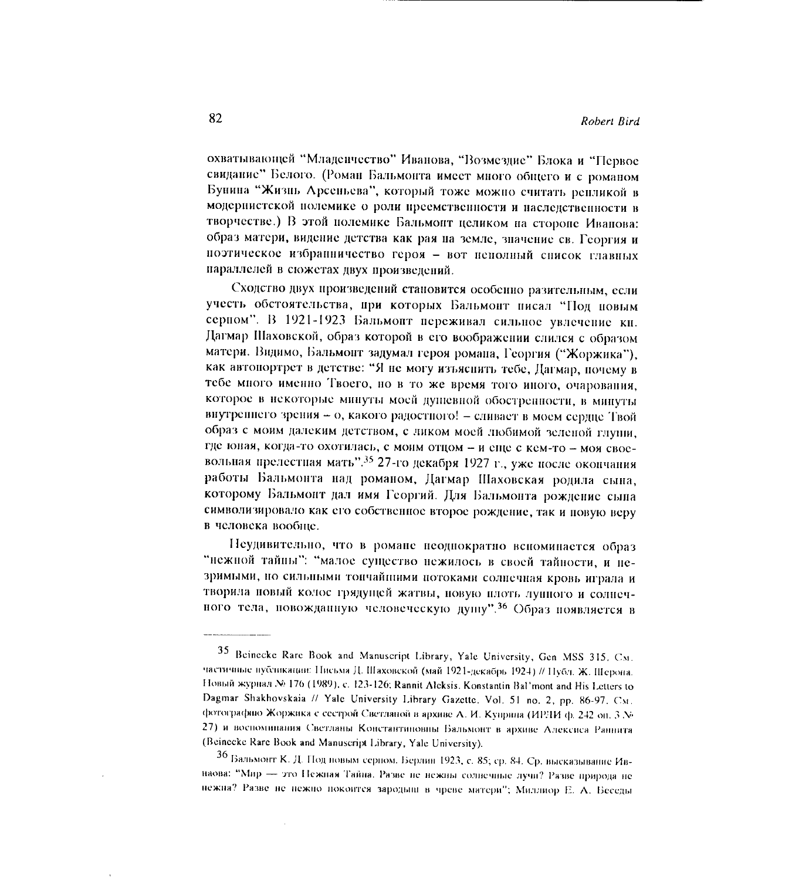охватывающей "Младенчество" Иванова, "Возмездие" Блока и "Первое свидание" Белого. (Роман Бальмонта имеет много общего и с романом Бунина "Жизнь Арсеньева", который тоже можно считать репликой в модернистской полемике о роли преемственности и наследственности в творчестве.) В этой полемике Бальмонт целиком на стороне Иванова: образ матери, видение детства как рая на земле, значение св. Георгия и поэтическое избранничество героя – вот неполный список главных параллелей в сюжетах двух произведений.

Сходство двух произведений становится особенно разительным, если учесть обстоятельства, при которых Бальмонт писал "Под новым серпом". В 1921-1923 Бальмонт переживал сильное увлечение кн. Дагмар Шаховской, образ которой в его воображении слился с образом матери. Видимо, Бальмонт задумал героя романа, Георгия ("Жоржика"), как автопортрет в детстве: "Я не могу изъяснить тебе, Дагмар, почему в тебе много именно Твоего, но в то же время того иного, очарования, которое в некоторые минуты моей душевной обостренности, в минуты внутреннего зрения – о, какого радостного! – сливает в моем сердце Твой образ с моим далеким детством, с ликом моей любимой зеленой глуши, где юная, когда-то охотилась, с моим отцом – и еще с кем-то – моя своевольная прелестная мать".[35] 27-го декабря 1927 г., уже после окончания работы Бальмонта над романом, Дагмар Шаховская родила сына, которому Бальмонт дал имя Георгий. Для Бальмонта рождение сына символизировало как его собственное второе рождение, так и новую веру в человека вообще.

Неудивительно, что в романе неоднократно вспоминается образ "нежной тайны": "малое существо нежилось в своей тайности, и незримыми, но сильными тончайшими потоками солнечная кровь играла и творила новый колос грядущей жатвы, новую плоть лунного и солнечного тела, новожданную человеческую душу".[36] Образ появляется в

---

[35] Beinecke Rare Book and Manuscript Library, Yale University, Gen MSS 315. См. частичные публикации: Письма Д. Шаховской (май 1921-декабрь 1924) // Публ. Ж. Шерона. Новый журнал № 176 (1989), с. 123-126; Rannit Aleksis. Konstantin Bal'mont and His Letters to Dagmar Shakhovskaia // Yale University Library Gazette. Vol. 51 no. 2, pp. 86-97. См. фотографию Жоржика с сестрой Светланой в архиве А. И. Куприна (ИРЛИ ф. 242 оп. 3 № 27) и воспоминания Светланы Константиновны Бальмонт в архиве Алексиса Раннита (Beinecke Rare Book and Manuscript Library, Yale University).

[36] Бальмонт К. Д. Под новым серпом. Берлин 1923, с. 85; ср. 84. Ср. высказывание Иванова: "Мир — это Нежная Тайна. Разве не нежны солнечные лучи? Разве природа не нежна? Разве не нежно покоится зародыш в чреве матери"; Миллиор Е. А. Беседы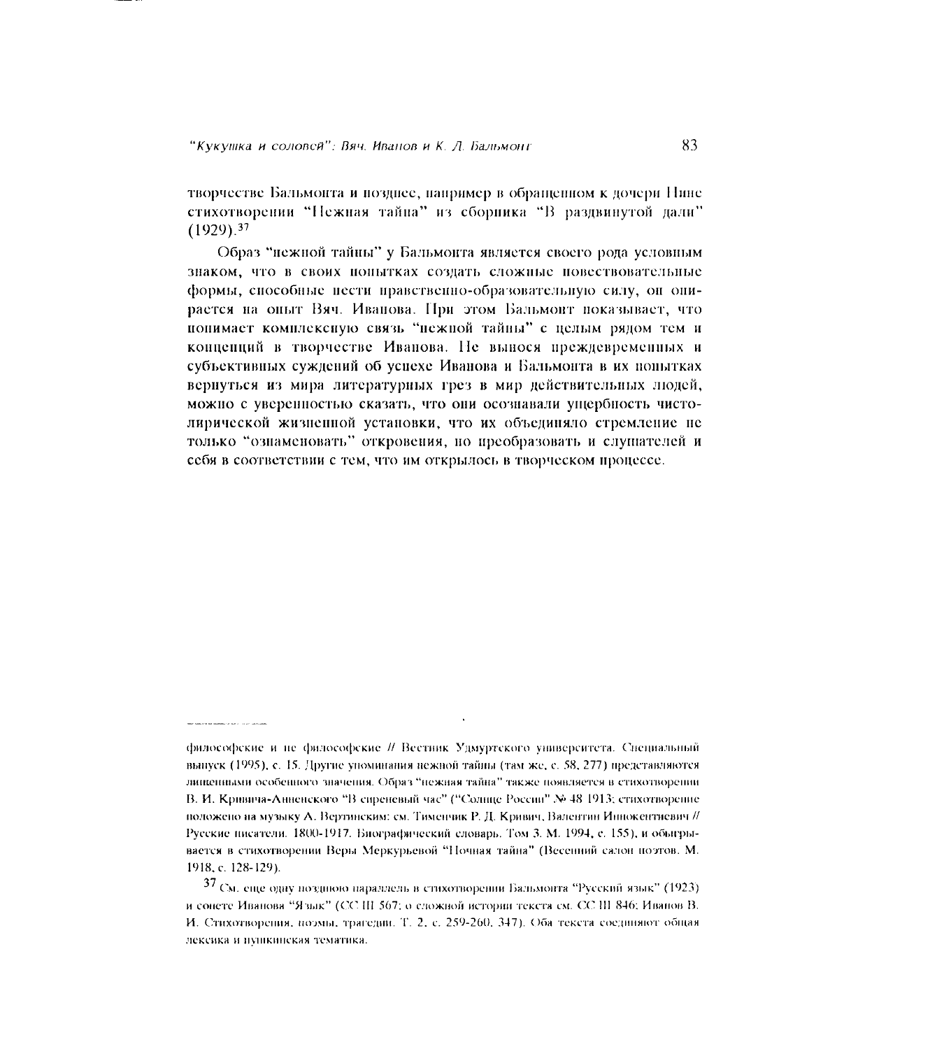творчестве Бальмонта и позднее, например в обращенном к дочери Нине стихотворении "Нежная тайна" из сборника "В раздвинутой дали" (1929).[37]

Образ "нежной тайны" у Бальмонта является своего рода условным знаком, что в своих попытках создать сложные повествовательные формы, способные нести нравственно-образовательную силу, он опирается на опыт Вяч. Иванова. При этом Бальмонт показывает, что понимает комплексную связь "нежной тайны" с целым рядом тем и концепций в творчестве Иванова. Не вынося преждевременных и субъективных суждений об успехе Иванова и Бальмонта в их попытках вернуться из мира литературных грез в мир действительных людей, можно с уверенностью сказать, что они осознавали ущербность чисто-лирической жизненной установки, что их объединяло стремление не только "ознаменовать" откровения, но преобразовать и слушателей и себя в соответствии с тем, что им открылось в творческом процессе.

---

философские и не философские // Вестник Удмуртского университета. Специальный выпуск (1995), с. 15. Другие упоминания нежной тайны (там же, с. 58, 277) представляются лишенными особенного значения. Образ "нежная тайна" также появляется в стихотворении В. И. Кривича-Анненского "В сиреневый час" ("Солнце России" № 48 1913; стихотворение положено на музыку А. Вертинским: см. Тименчик Р. Д. Кривич, Валентин Иннокентиевич // Русские писатели. 1800-1917. Биографический словарь. Том 3. М. 1994, с. 155), и обыгрывается в стихотворении Веры Меркурьевой "Ночная тайна" (Весенний салон поэтов. М. 1918, с. 128-129).

[37] См. еще одну позднюю параллель в стихотворении Бальмонта "Русский язык" (1923) и сонете Иванова "Язык" (СС III 567; о сложной истории текста см. СС III 846; Иванов В. И. Стихотворения, поэмы, трагедии. Т. 2, с. 259-260, 347). Оба текста соединяют общая лексика и пушкинская тематика.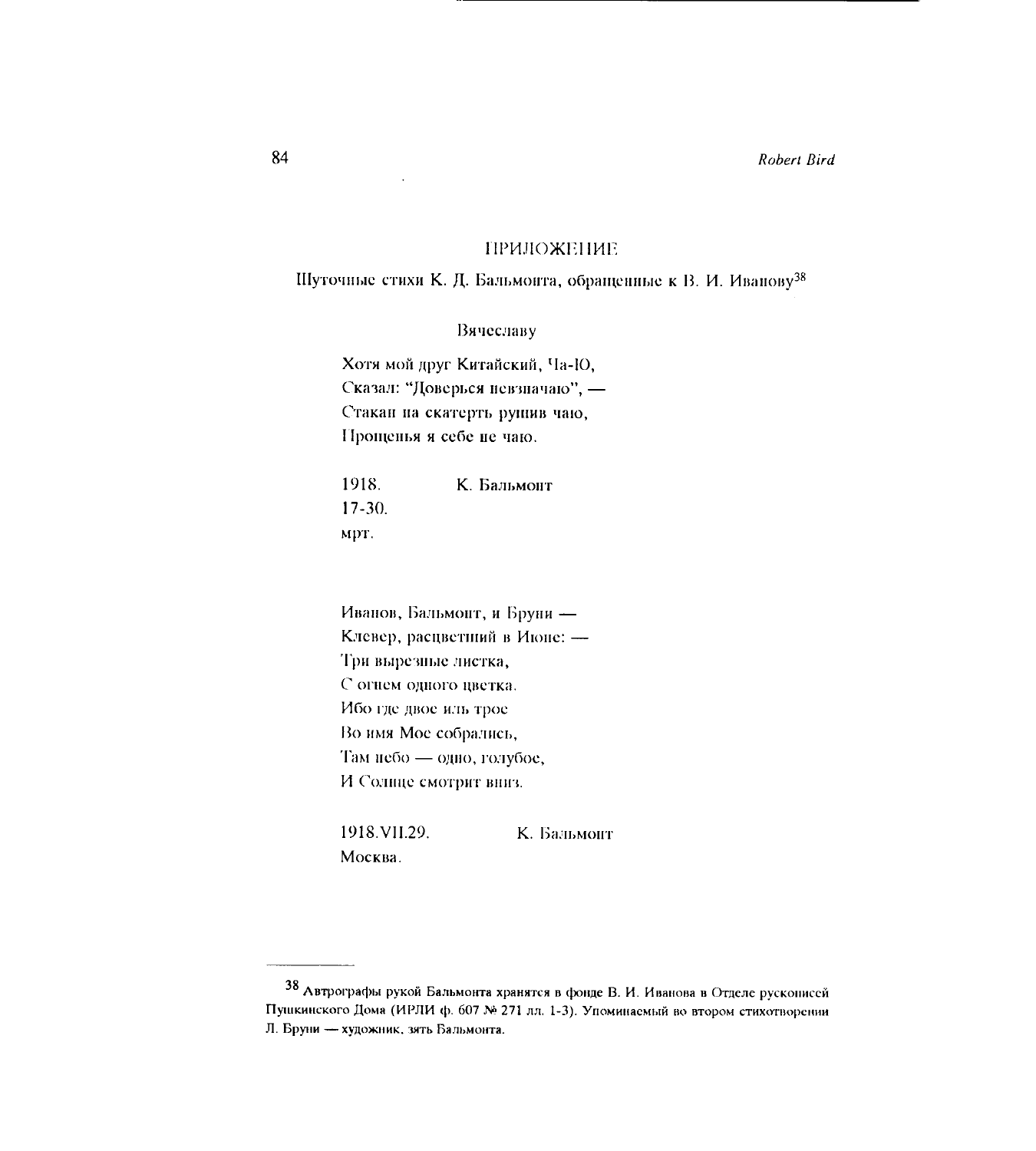## ПРИЛОЖЕНИЕ

### Шуточные стихи К. Д. Бальмонта, обращенные к В. И. Иванову[38]

Вячеславу

Хотя мой друг Китайский, Ча-Ю,  
Сказал: "Доверься невзначаю", —  
Стакан на скатерть рушив чаю,  
Прощенья я себе не чаю.

1918. К. Бальмонт  
17-30.  
мрт.

Иванов, Бальмонт, и Бруни —  
Клевер, расцветший в Июне: —  
Три вырезные листка,  
С огнем одного цветка.  
Ибо где двое иль трое  
Во имя Мое собрались,  
Там небо — одно, голубое,  
И Солнце смотрит вниз.

1918.VII.29. К. Бальмонт  
Москва.

---

[38] Автрографы рукой Бальмонта хранятся в фонде В. И. Иванова в Отделе рукописей Пушкинского Дома (ИРЛИ ф. 607 № 271 лл. 1-3). Упоминаемый во втором стихотворении Л. Бруни — художник, зять Бальмонта.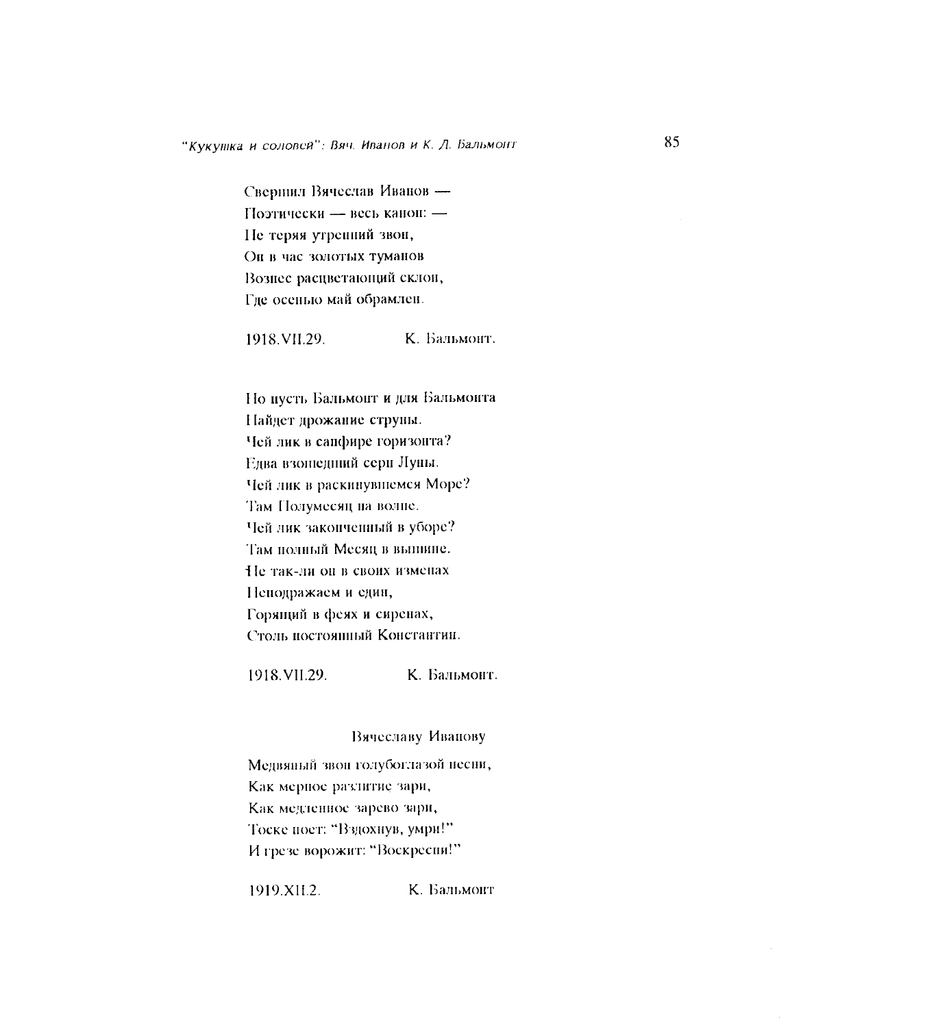Свершил Вячеслав Иванов —  
Поэтически — весь канон: —  
Не теряя утренний звон,  
Он в час золотых туманов  
Вознес расцветающий склон,  
Где осенью май обрамлен.

1918.VII.29. К. Бальмонт.

Но пусть Бальмонт и для Бальмонта  
Найдет дрожание струны.  
Чей лик в сапфире горизонта?  
Едва взошедший серп Луны.  
Чей лик в раскинувшемся Море?  
Там Полумесяц на волне.  
Чей лик законченный в уборе?  
Там полный Месяц в вышине.  
Не так-ли он в своих изменах  
Неподражаем и един,  
Горящий в феях и сиренах,  
Столь постоянный Константин.

1918.VII.29. К. Бальмонт.

Вячеславу Иванову

Медвяный звон голубоглазой песни,  
Как мерное развитие зари,  
Как медленное зарево зари,  
Тоске поет: "Вздохнув, умри!"  
И грезе ворожит: "Воскресни!"

1919.XII.2. К. Бальмонт